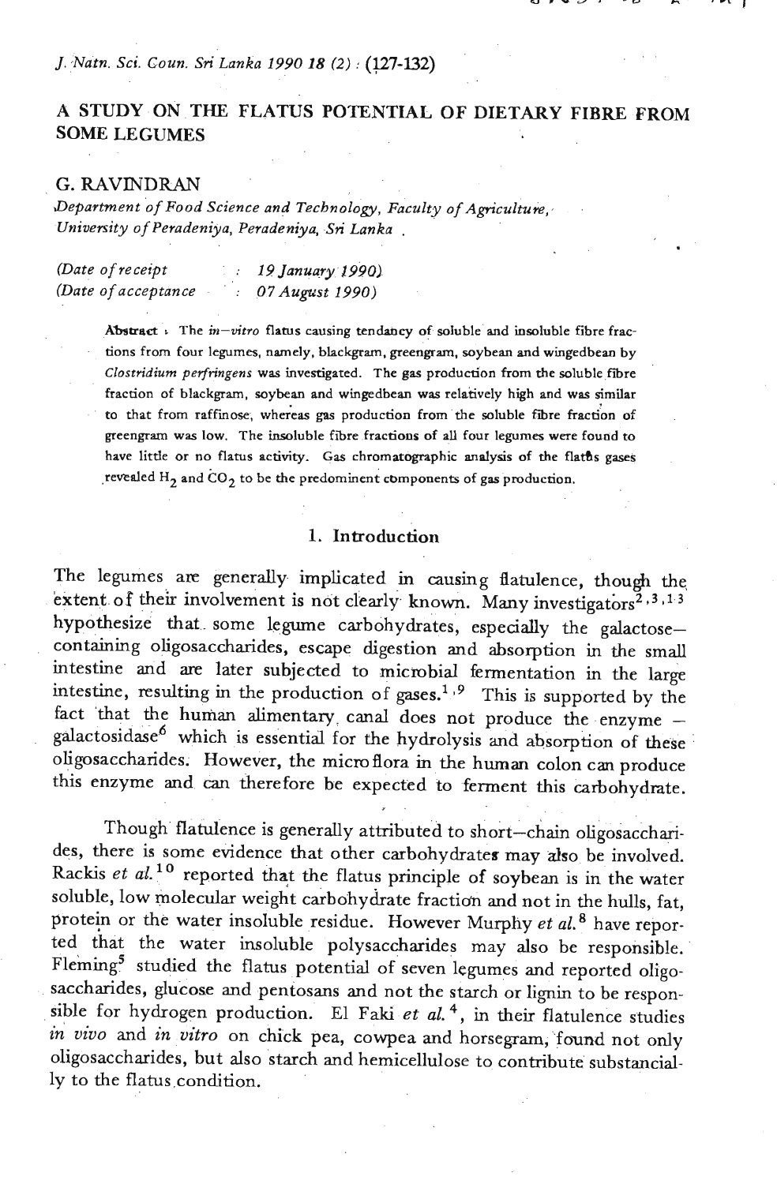# A STUDY ON THE FLATUS POTENTIAL OF DIETARY FIBRE FROM SOME LEGUMES

**G. RAVINDRAN**

*Department of Food Science and Technology, Faculty of Agriculture, University of Peradeniya, Peradeniya, Sri Lanka*

*(Date of receipt : 19 January 1990)*
*(Date of acceptance : 07 August 1990)*

**Abstract** : The *in-vitro* flatus causing tendancy of soluble and insoluble fibre fractions from four legumes, namely, blackgram, greengram, soybean and wingedbean by *Clostridium perfringens* was investigated. The gas production from the soluble fibre fraction of blackgram, soybean and wingedbean was relatively high and was similar to that from raffinose, whereas gas production from the soluble fibre fraction of greengram was low. The insoluble fibre fractions of all four legumes were found to have little or no flatus activity. Gas chromatographic analysis of the flatus gases revealed $H_2$ and $CO_2$ to be the predominent components of gas production.

## 1. Introduction

The legumes are generally implicated in causing flatulence, though the extent of their involvement is not clearly known. Many investigators[2,3,13] hypothesize that some legume carbohydrates, especially the galactose-containing oligosaccharides, escape digestion and absorption in the small intestine and are later subjected to microbial fermentation in the large intestine, resulting in the production of gases.[1,9] This is supported by the fact that the human alimentary canal does not produce the enzyme – galactosidase[6] which is essential for the hydrolysis and absorption of these oligosaccharides. However, the microflora in the human colon can produce this enzyme and can therefore be expected to ferment this carbohydrate.

Though flatulence is generally attributed to short-chain oligosaccharides, there is some evidence that other carbohydrates may also be involved. Rackis *et al.*[10] reported that the flatus principle of soybean is in the water soluble, low molecular weight carbohydrate fraction and not in the hulls, fat, protein or the water insoluble residue. However Murphy *et al.*[8] have reported that the water insoluble polysaccharides may also be responsible. Fleming[5] studied the flatus potential of seven legumes and reported oligosaccharides, glucose and pentosans and not the starch or lignin to be responsible for hydrogen production. El Faki *et al.*[4], in their flatulence studies *in vivo* and *in vitro* on chick pea, cowpea and horsegram, found not only oligosaccharides, but also starch and hemicellulose to contribute substancially to the flatus condition.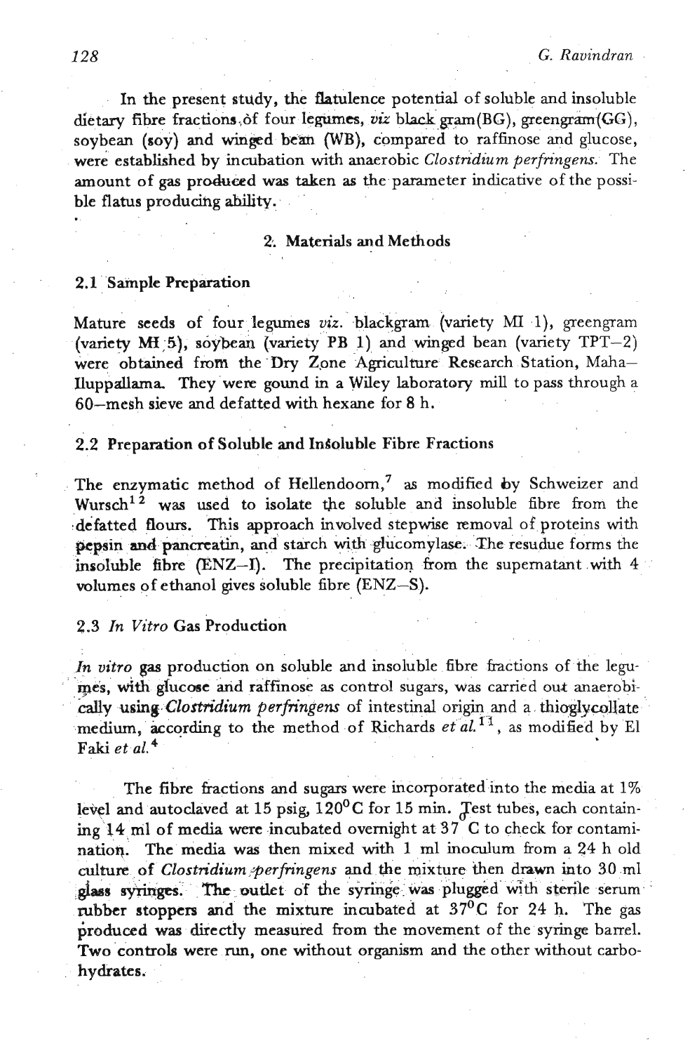In the present study, the flatulence potential of soluble and insoluble dietary fibre fractions of four legumes, *viz* black gram(BG), greengram(GG), soybean (soy) and winged bean (WB), compared to raffinose and glucose, were established by incubation with anaerobic *Clostridium perfringens.* The amount of gas produced was taken as the parameter indicative of the possible flatus producing ability.

## 2. Materials and Methods

### 2.1 Sample Preparation

Mature seeds of four legumes *viz.* blackgram (variety MI 1), greengram (variety MI 5), soybean (variety PB 1) and winged bean (variety TPT–2) were obtained from the Dry Zone Agriculture Research Station, Maha–Iluppallama. They were gound in a Wiley laboratory mill to pass through a 60–mesh sieve and defatted with hexane for 8 h.

### 2.2 Preparation of Soluble and Insoluble Fibre Fractions

The enzymatic method of Hellendoorn,[7] as modified by Schweizer and Wursch[12] was used to isolate the soluble and insoluble fibre from the defatted flours. This approach involved stepwise removal of proteins with pepsin and pancreatin, and starch with glucomylase. The resudue forms the insoluble fibre (ENZ–I). The precipitation from the supernatant with 4 volumes of ethanol gives soluble fibre (ENZ–S).

### 2.3 *In Vitro* Gas Production

*In vitro* gas production on soluble and insoluble fibre fractions of the legumes, with glucose and raffinose as control sugars, was carried out anaerobically using *Clostridium perfringens* of intestinal origin and a thioglycollate medium, according to the method of Richards *et al.*[11], as modified by El Faki *et al.*[4]

The fibre fractions and sugars were incorporated into the media at 1% level and autoclaved at 15 psig, 120$^{0}$C for 15 min. Test tubes, each containing 14 ml of media were incubated overnight at 37$^{0}$C to check for contamination. The media was then mixed with 1 ml inoculum from a 24 h old culture of *Clostridium perfringens* and the mixture then drawn into 30 ml glass syringes. The outlet of the syringe was plugged with sterile serum rubber stoppers and the mixture incubated at 37$^{0}$C for 24 h. The gas produced was directly measured from the movement of the syringe barrel. Two controls were run, one without organism and the other without carbohydrates.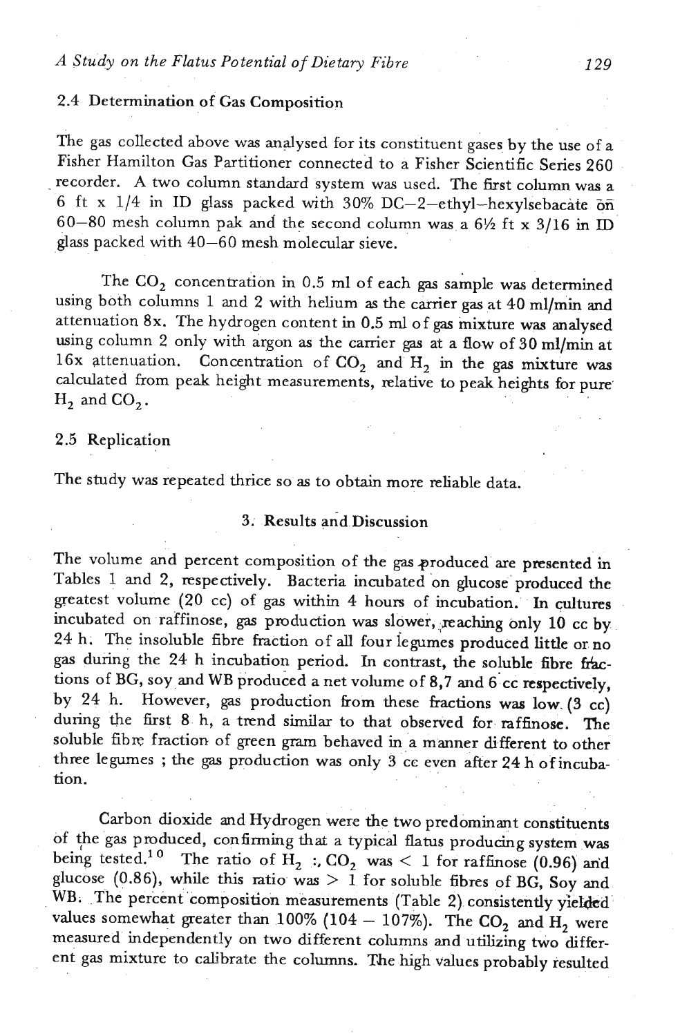### 2.4 Determination of Gas Composition

The gas collected above was analysed for its constituent gases by the use of a Fisher Hamilton Gas Partitioner connected to a Fisher Scientific Series 260 recorder. A two column standard system was used. The first column was a 6 ft x 1/4 in ID glass packed with 30% DC–2–ethyl–hexylsebacate on 60–80 mesh column pak and the second column was a 6½ ft x 3/16 in ID glass packed with 40–60 mesh molecular sieve.

The $CO_2$ concentration in 0.5 ml of each gas sample was determined using both columns 1 and 2 with helium as the carrier gas at 40 ml/min and attenuation 8x. The hydrogen content in 0.5 ml of gas mixture was analysed using column 2 only with argon as the carrier gas at a flow of 30 ml/min at 16x attenuation. Concentration of $CO_2$ and $H_2$ in the gas mixture was calculated from peak height measurements, relative to peak heights for pure $H_2$ and $CO_2$.

### 2.5 Replication

The study was repeated thrice so as to obtain more reliable data.

## 3. Results and Discussion

The volume and percent composition of the gas produced are presented in Tables 1 and 2, respectively. Bacteria incubated on glucose produced the greatest volume (20 cc) of gas within 4 hours of incubation. In cultures incubated on raffinose, gas production was slower, reaching only 10 cc by 24 h. The insoluble fibre fraction of all four legumes produced little or no gas during the 24 h incubation period. In contrast, the soluble fibre fractions of BG, soy and WB produced a net volume of 8,7 and 6 cc respectively, by 24 h. However, gas production from these fractions was low (3 cc) during the first 8 h, a trend similar to that observed for raffinose. The soluble fibre fraction of green gram behaved in a manner different to other three legumes ; the gas production was only 3 cc even after 24 h of incubation.

Carbon dioxide and Hydrogen were the two predominant constituents of the gas produced, confirming that a typical flatus producing system was being tested.[10] The ratio of $H_2$ :, $CO_2$ was $< 1$ for raffinose (0.96) and glucose (0.86), while this ratio was $> 1$ for soluble fibres of BG, Soy and WB. The percent composition measurements (Table 2) consistently yielded values somewhat greater than 100% (104 – 107%). The $CO_2$ and $H_2$ were measured independently on two different columns and utilizing two different gas mixture to calibrate the columns. The high values probably resulted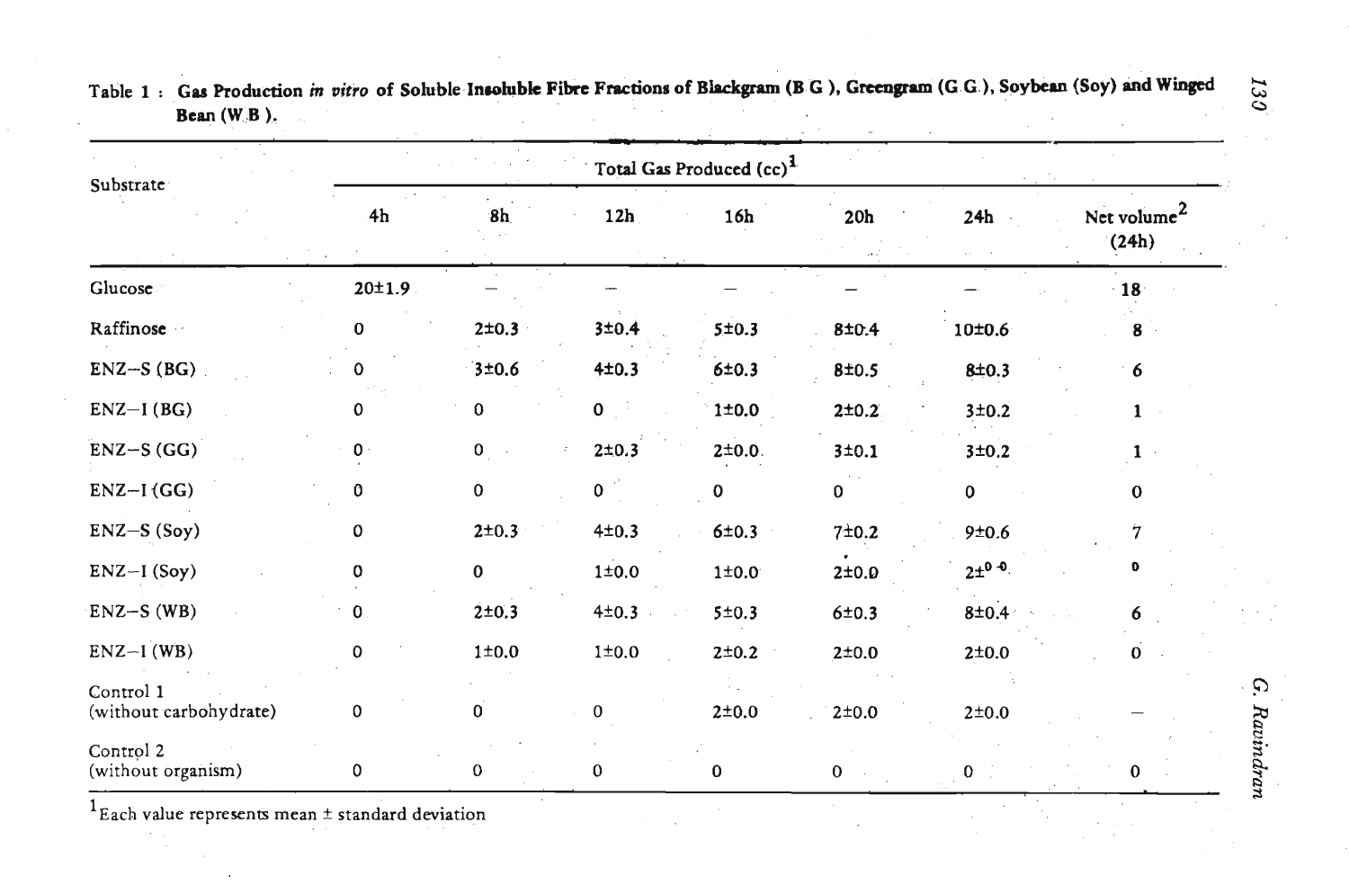Table 1 : **Gas Production *in vitro* of Soluble Insoluble Fibre Fractions of Blackgram (B.G.), Greengram (G.G.), Soybean (Soy) and Winged Bean (W.B.).**

| Substrate | Total Gas Produced (cc)[1] | | | | | | |
|---|---|---|---|---|---|---|---|
| | 4h | 8h | 12h | 16h | 20h | 24h | Net volume[2] (24h) |
| Glucose | 20±1.9 | — | — | — | — | — | 18 |
| Raffinose | 0 | 2±0.3 | 3±0.4 | 5±0.3 | 8±0.4 | 10±0.6 | 8 |
| ENZ–S (BG) | 0 | 3±0.6 | 4±0.3 | 6±0.3 | 8±0.5 | 8±0.3 | 6 |
| ENZ–I (BG) | 0 | 0 | 0 | 1±0.0 | 2±0.2 | 3±0.2 | 1 |
| ENZ–S (GG) | 0 | 0 | 2±0.3 | 2±0.0 | 3±0.1 | 3±0.2 | 1 |
| ENZ–I (GG) | 0 | 0 | 0 | 0 | 0 | 0 | 0 |
| ENZ–S (Soy) | 0 | 2±0.3 | 4±0.3 | 6±0.3 | 7±0.2 | 9±0.6 | 7 |
| ENZ–I (Soy) | 0 | 0 | 1±0.0 | 1±0.0 | 2±0.0 | 2±0.0 | 0 |
| ENZ–S (WB) | 0 | 2±0.3 | 4±0.3 | 5±0.3 | 6±0.3 | 8±0.4 | 6 |
| ENZ–I (WB) | 0 | 1±0.0 | 1±0.0 | 2±0.2 | 2±0.0 | 2±0.0 | 0 |
| Control 1 (without carbohydrate) | 0 | 0 | 0 | 2±0.0 | 2±0.0 | 2±0.0 | — |
| Control 2 (without organism) | 0 | 0 | 0 | 0 | 0 | 0 | 0 |

[1] Each value represents mean ± standard deviation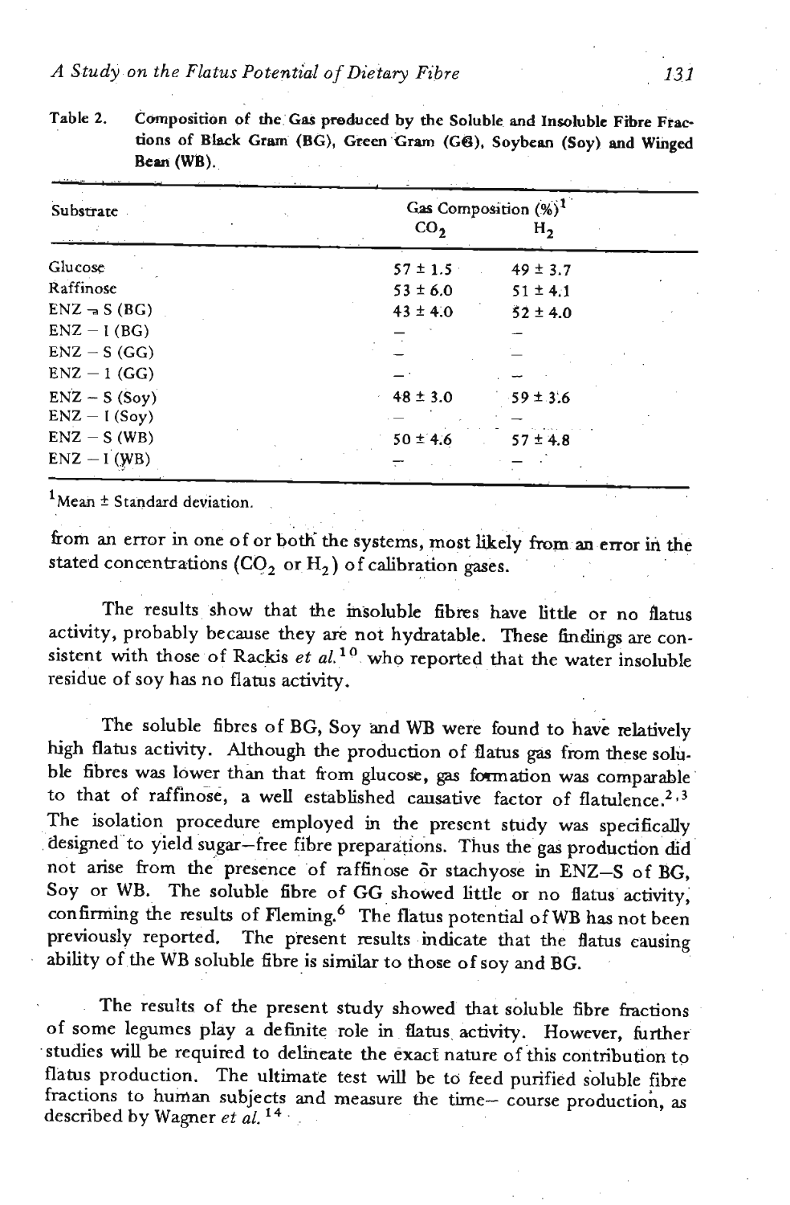Table 2. Composition of the Gas produced by the Soluble and Insoluble Fibre Fractions of Black Gram (BG), Green Gram (GG), Soybean (Soy) and Winged Bean (WB).

| Substrate | Gas Composition (%)[1] | |
|---|---|---|
| | $CO_2$ | $H_2$ |
| Glucose | 57 ± 1.5 | 49 ± 3.7 |
| Raffinose | 53 ± 6.0 | 51 ± 4.1 |
| ENZ – S (BG) | 43 ± 4.0 | 52 ± 4.0 |
| ENZ – I (BG) | – | – |
| ENZ – S (GG) | – | – |
| ENZ – I (GG) | – | – |
| ENZ – S (Soy) | 48 ± 3.0 | 59 ± 3.6 |
| ENZ – I (Soy) | – | – |
| ENZ – S (WB) | 50 ± 4.6 | 57 ± 4.8 |
| ENZ – I (WB) | – | – |

[1]Mean ± Standard deviation.

from an error in one of or both the systems, most likely from an error in the stated concentrations ($CO_2$ or $H_2$) of calibration gases.

The results show that the insoluble fibres have little or no flatus activity, probably because they are not hydratable. These findings are consistent with those of Rackis *et al.*[10] who reported that the water insoluble residue of soy has no flatus activity.

The soluble fibres of BG, Soy and WB were found to have relatively high flatus activity. Although the production of flatus gas from these soluble fibres was lower than that from glucose, gas formation was comparable to that of raffinose, a well established causative factor of flatulence.[2,3] The isolation procedure employed in the present study was specifically designed to yield sugar–free fibre preparations. Thus the gas production did not arise from the presence of raffinose or stachyose in ENZ–S of BG, Soy or WB. The soluble fibre of GG showed little or no flatus activity, confirming the results of Fleming.[6] The flatus potential of WB has not been previously reported. The present results indicate that the flatus causing ability of the WB soluble fibre is similar to those of soy and BG.

The results of the present study showed that soluble fibre fractions of some legumes play a definite role in flatus activity. However, further studies will be required to delineate the exact nature of this contribution to flatus production. The ultimate test will be to feed purified soluble fibre fractions to human subjects and measure the time– course production, as described by Wagner *et al.*[14]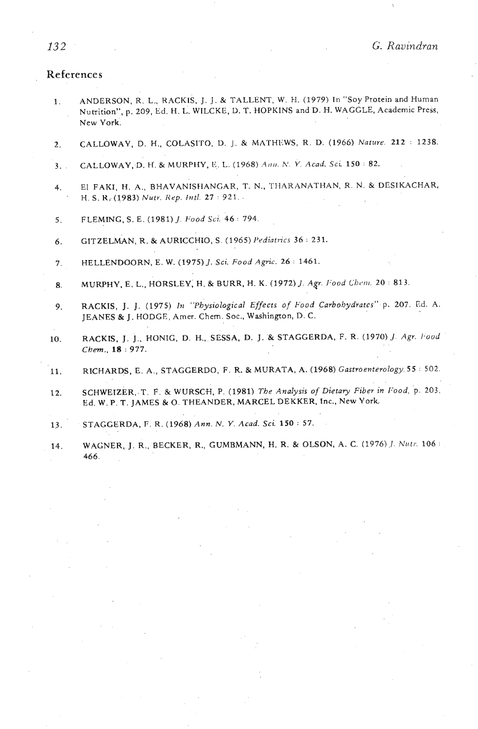## References

1. ANDERSON, R. L., RACKIS, J. J. & TALLENT, W. H. (1979) In "Soy Protein and Human Nutrition", p. 209, Ed. H. L. WILCKE, D. T. HOPKINS and D. H. WAGGLE, Academic Press, New York.

2. CALLOWAY, D. H., COLASITO, D. J. & MATHEWS, R. D. (1966) *Nature*. **212** : 1238.

3. CALLOWAY, D. H. & MURPHY, E. L. (1968) *Ann. N. Y. Acad. Sci.* **150** : 82.

4. El FAKI, H. A., BHAVANISHANGAR, T. N., THARANATHAN, R. N. & DESIKACHAR, H. S. R. (1983) *Nutr. Rep. Intl.* **27** : 921.

5. FLEMING, S. E. (1981) *J. Food Sci.* **46** : 794.

6. GITZELMAN, R. & AURICCHIO, S. (1965) *Pediatrics* 36 : 231.

7. HELLENDOORN, E. W. (1975) *J. Sci. Food Agric.* 26 : 1461.

8. MURPHY, E. L., HORSLEY, H. & BURR, H. K. (1972) *J. Agr. Food Chem.* 20 : 813.

9. RACKIS, J. J. (1975) *In "Physiological Effects of Food Carbohydrates"* p. 207. Ed. A. JEANES & J. HODGE, Amer. Chem. Soc., Washington, D. C.

10. RACKIS, J. J., HONIG, D. H., SESSA, D. J. & STAGGERDA, F. R. (1970) *J. Agr. Food Chem.*, **18** : 977.

11. RICHARDS, E. A., STAGGERDO, F. R. & MURATA, A. (1968) *Gastroenterology* 55 : 502.

12. SCHWEIZER, T. F. & WURSCH, P. (1981) *The Analysis of Dietary Fiber in Food*, p. 203, Ed. W. P. T. JAMES & O. THEANDER, MARCEL DEKKER, Inc., New York.

13. STAGGERDA, F. R. (1968) *Ann. N. Y. Acad. Sci.* **150** : 57.

14. WAGNER, J. R., BECKER, R., GUMBMANN, H. R. & OLSON, A. C. (1976) *J. Nutr.* 106 : 466.